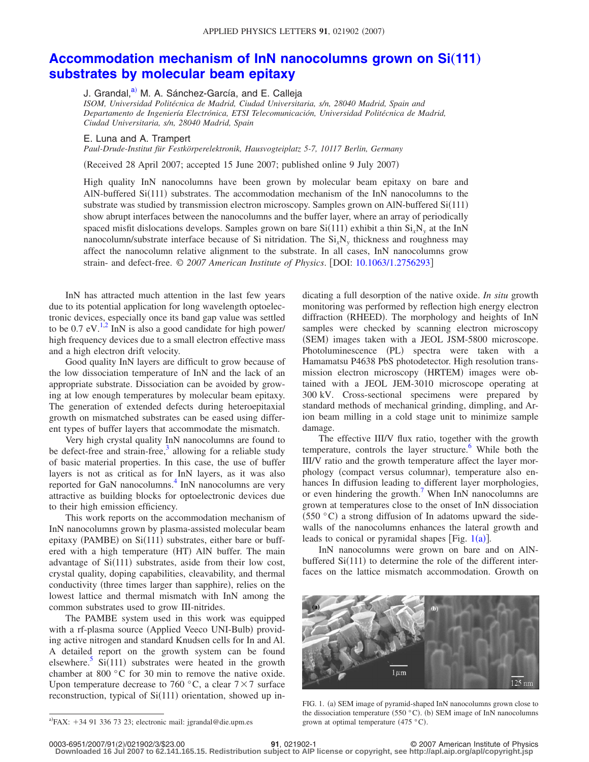# Accommodation mechanism of InN nanocolumns grown on Si(111) substrates by molecular beam epitaxy

J. Grandal,[a] M. A. Sánchez-García, and E. Calleja

*ISOM, Universidad Politécnica de Madrid, Ciudad Universitaria, s/n, 28040 Madrid, Spain and Departamento de Ingeniería Electrónica, ETSI Telecomunicación, Universidad Politécnica de Madrid, Ciudad Universitaria, s/n, 28040 Madrid, Spain*

E. Luna and A. Trampert

*Paul-Drude-Institut für Festkörperelektronik, Hausvogteiplatz 5-7, 10117 Berlin, Germany*

(Received 28 April 2007; accepted 15 June 2007; published online 9 July 2007)

High quality InN nanocolumns have been grown by molecular beam epitaxy on bare and AlN-buffered Si(111) substrates. The accommodation mechanism of the InN nanocolumns to the substrate was studied by transmission electron microscopy. Samples grown on AlN-buffered Si(111) show abrupt interfaces between the nanocolumns and the buffer layer, where an array of periodically spaced misfit dislocations develops. Samples grown on bare Si(111) exhibit a thin $Si_xN_y$ at the InN nanocolumn/substrate interface because of Si nitridation. The $Si_xN_y$ thickness and roughness may affect the nanocolumn relative alignment to the substrate. In all cases, InN nanocolumns grow strain- and defect-free. *© 2007 American Institute of Physics*. [DOI: 10.1063/1.2756293]

InN has attracted much attention in the last few years due to its potential application for long wavelength optoelectronic devices, especially once its band gap value was settled to be 0.7 eV.[1,2] InN is also a good candidate for high power/high frequency devices due to a small electron effective mass and a high electron drift velocity.

Good quality InN layers are difficult to grow because of the low dissociation temperature of InN and the lack of an appropriate substrate. Dissociation can be avoided by growing at low enough temperatures by molecular beam epitaxy. The generation of extended defects during heteroepitaxial growth on mismatched substrates can be eased using different types of buffer layers that accommodate the mismatch.

Very high crystal quality InN nanocolumns are found to be defect-free and strain-free,[3] allowing for a reliable study of basic material properties. In this case, the use of buffer layers is not as critical as for InN layers, as it was also reported for GaN nanocolumns.[4] InN nanocolumns are very attractive as building blocks for optoelectronic devices due to their high emission efficiency.

This work reports on the accommodation mechanism of InN nanocolumns grown by plasma-assisted molecular beam epitaxy (PAMBE) on Si(111) substrates, either bare or buffered with a high temperature (HT) AlN buffer. The main advantage of Si(111) substrates, aside from their low cost, crystal quality, doping capabilities, cleavability, and thermal conductivity (three times larger than sapphire), relies on the lowest lattice and thermal mismatch with InN among the common substrates used to grow III-nitrides.

The PAMBE system used in this work was equipped with a rf-plasma source (Applied Veeco UNI-Bulb) providing active nitrogen and standard Knudsen cells for In and Al. A detailed report on the growth system can be found elsewhere.[5] Si(111) substrates were heated in the growth chamber at 800 °C for 30 min to remove the native oxide. Upon temperature decrease to 760 °C, a clear 7×7 surface reconstruction, typical of Si(111) orientation, showed up indicating a full desorption of the native oxide. *In situ* growth monitoring was performed by reflection high energy electron diffraction (RHEED). The morphology and heights of InN samples were checked by scanning electron microscopy (SEM) images taken with a JEOL JSM-5800 microscope. Photoluminescence (PL) spectra were taken with a Hamamatsu P4638 PbS photodetector. High resolution transmission electron microscopy (HRTEM) images were obtained with a JEOL JEM-3010 microscope operating at 300 kV. Cross-sectional specimens were prepared by standard methods of mechanical grinding, dimpling, and Ar-ion beam milling in a cold stage unit to minimize sample damage.

The effective III/V flux ratio, together with the growth temperature, controls the layer structure.[6] While both the III/V ratio and the growth temperature affect the layer morphology (compact versus columnar), temperature also enhances In diffusion leading to different layer morphologies, or even hindering the growth.[7] When InN nanocolumns are grown at temperatures close to the onset of InN dissociation (550 °C) a strong diffusion of In adatoms upward the sidewalls of the nanocolumns enhances the lateral growth and leads to conical or pyramidal shapes [Fig. 1(a)].

InN nanocolumns were grown on bare and on AlN-buffered Si(111) to determine the role of the different interfaces on the lattice mismatch accommodation. Growth on

FIG. 1. (a) SEM image of pyramid-shaped InN nanocolumns grown close to the dissociation temperature (550 °C). (b) SEM image of InN nanocolumns grown at optimal temperature (475 °C).

[a]FAX: +34 91 336 73 23; electronic mail: jgrandal@die.upm.es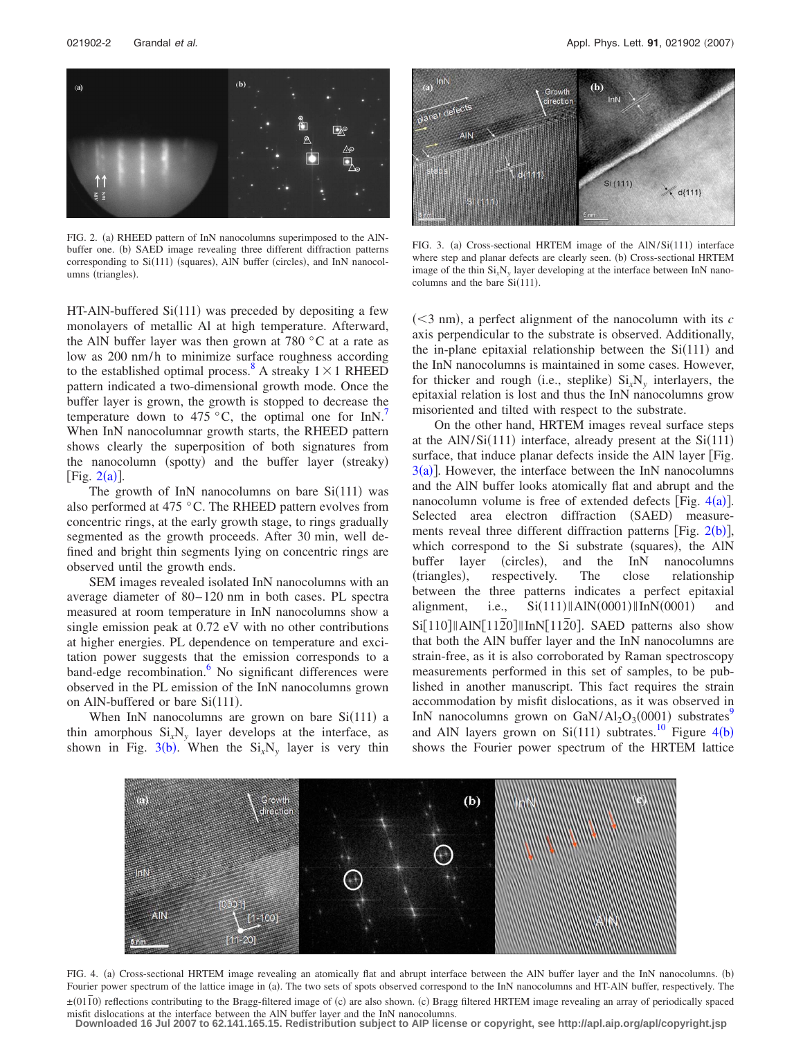FIG. 2. (a) RHEED pattern of InN nanocolumns superimposed to the AlN-buffer one. (b) SAED image revealing three different diffraction patterns corresponding to Si(111) (squares), AlN buffer (circles), and InN nanocolumns (triangles).

FIG. 3. (a) Cross-sectional HRTEM image of the AlN/Si(111) interface where step and planar defects are clearly seen. (b) Cross-sectional HRTEM image of the thin $Si_xN_y$ layer developing at the interface between InN nanocolumns and the bare Si(111).

HT-AlN-buffered Si(111) was preceded by depositing a few monolayers of metallic Al at high temperature. Afterward, the AlN buffer layer was then grown at 780 °C at a rate as low as 200 nm/h to minimize surface roughness according to the established optimal process.[8] A streaky $1 \times 1$ RHEED pattern indicated a two-dimensional growth mode. Once the buffer layer is grown, the growth is stopped to decrease the temperature down to 475 °C, the optimal one for InN.[7] When InN nanocolumnar growth starts, the RHEED pattern shows clearly the superposition of both signatures from the nanocolumn (spotty) and the buffer layer (streaky) [Fig. 2(a)].

The growth of InN nanocolumns on bare Si(111) was also performed at 475 °C. The RHEED pattern evolves from concentric rings, at the early growth stage, to rings gradually segmented as the growth proceeds. After 30 min, well defined and bright thin segments lying on concentric rings are observed until the growth ends.

SEM images revealed isolated InN nanocolumns with an average diameter of 80–120 nm in both cases. PL spectra measured at room temperature in InN nanocolumns show a single emission peak at 0.72 eV with no other contributions at higher energies. PL dependence on temperature and excitation power suggests that the emission corresponds to a band-edge recombination.[6] No significant differences were observed in the PL emission of the InN nanocolumns grown on AlN-buffered or bare Si(111).

When InN nanocolumns are grown on bare Si(111) a thin amorphous $Si_xN_y$ layer develops at the interface, as shown in Fig. 3(b). When the $Si_xN_y$ layer is very thin (<3 nm), a perfect alignment of the nanocolumn with its $c$ axis perpendicular to the substrate is observed. Additionally, the in-plane epitaxial relationship between the Si(111) and the InN nanocolumns is maintained in some cases. However, for thicker and rough (i.e., steplike) $Si_xN_y$ interlayers, the epitaxial relation is lost and thus the InN nanocolumns grow misoriented and tilted with respect to the substrate.

On the other hand, HRTEM images reveal surface steps at the AlN/Si(111) interface, already present at the Si(111) surface, that induce planar defects inside the AlN layer [Fig. 3(a)]. However, the interface between the InN nanocolumns and the AlN buffer looks atomically flat and abrupt and the nanocolumn volume is free of extended defects [Fig. 4(a)]. Selected area electron diffraction (SAED) measurements reveal three different diffraction patterns [Fig. 2(b)], which correspond to the Si substrate (squares), the AlN buffer layer (circles), and the InN nanocolumns (triangles), respectively. The close relationship between the three patterns indicates a perfect epitaxial alignment, i.e., Si(111)‖AlN(0001)‖InN(0001) and Si[110]‖AlN[$11\bar{2}0$]‖InN[$11\bar{2}0$]. SAED patterns also show that both the AlN buffer layer and the InN nanocolumns are strain-free, as it is also corroborated by Raman spectroscopy measurements performed in this set of samples, to be published in another manuscript. This fact requires the strain accommodation by misfit dislocations, as it was observed in InN nanocolumns grown on $GaN/Al_2O_3(0001)$ substrates[9] and AlN layers grown on Si(111) subtrates.[10] Figure 4(b) shows the Fourier power spectrum of the HRTEM lattice

FIG. 4. (a) Cross-sectional HRTEM image revealing an atomically flat and abrupt interface between the AlN buffer layer and the InN nanocolumns. (b) Fourier power spectrum of the lattice image in (a). The two sets of spots observed correspond to the InN nanocolumns and HT-AlN buffer, respectively. The $\pm(01\bar{1}0)$ reflections contributing to the Bragg-filtered image of (c) are also shown. (c) Bragg filtered HRTEM image revealing an array of periodically spaced misfit dislocations at the interface between the AlN buffer layer and the InN nanocolumns.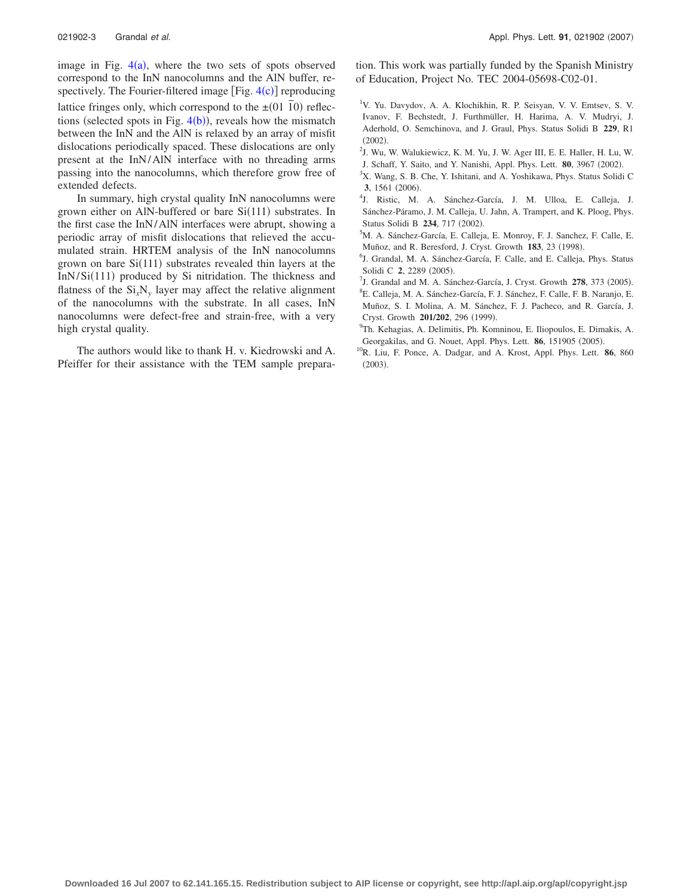image in Fig. 4(a), where the two sets of spots observed correspond to the InN nanocolumns and the AlN buffer, respectively. The Fourier-filtered image [Fig. 4(c)] reproducing lattice fringes only, which correspond to the $\pm(01\bar{1}0)$ reflections (selected spots in Fig. 4(b)), reveals how the mismatch between the InN and the AlN is relaxed by an array of misfit dislocations periodically spaced. These dislocations are only present at the InN/AlN interface with no threading arms passing into the nanocolumns, which therefore grow free of extended defects.

In summary, high crystal quality InN nanocolumns were grown either on AlN-buffered or bare Si(111) substrates. In the first case the InN/AlN interfaces were abrupt, showing a periodic array of misfit dislocations that relieved the accumulated strain. HRTEM analysis of the InN nanocolumns grown on bare Si(111) substrates revealed thin layers at the InN/Si(111) produced by Si nitridation. The thickness and flatness of the $Si_xN_y$ layer may affect the relative alignment of the nanocolumns with the substrate. In all cases, InN nanocolumns were defect-free and strain-free, with a very high crystal quality.

The authors would like to thank H. v. Kiedrowski and A. Pfeiffer for their assistance with the TEM sample preparation. This work was partially funded by the Spanish Ministry of Education, Project No. TEC 2004-05698-C02-01.

[1] V. Yu. Davydov, A. A. Klochikhin, R. P. Seisyan, V. V. Emtsev, S. V. Ivanov, F. Bechstedt, J. Furthmüller, H. Harima, A. V. Mudryi, J. Aderhold, O. Semchinova, and J. Graul, Phys. Status Solidi B **229**, R1 (2002).

[2] J. Wu, W. Walukiewicz, K. M. Yu, J. W. Ager III, E. E. Haller, H. Lu, W. J. Schaff, Y. Saito, and Y. Nanishi, Appl. Phys. Lett. **80**, 3967 (2002).

[3] X. Wang, S. B. Che, Y. Ishitani, and A. Yoshikawa, Phys. Status Solidi C **3**, 1561 (2006).

[4] J. Ristic, M. A. Sánchez-García, J. M. Ulloa, E. Calleja, J. Sánchez-Páramo, J. M. Calleja, U. Jahn, A. Trampert, and K. Ploog, Phys. Status Solidi B **234**, 717 (2002).

[5] M. A. Sánchez-García, E. Calleja, E. Monroy, F. J. Sanchez, F. Calle, E. Muñoz, and R. Beresford, J. Cryst. Growth **183**, 23 (1998).

[6] J. Grandal, M. A. Sánchez-García, F. Calle, and E. Calleja, Phys. Status Solidi C **2**, 2289 (2005).

[7] J. Grandal and M. A. Sánchez-García, J. Cryst. Growth **278**, 373 (2005).

[8] E. Calleja, M. A. Sánchez-García, F. J. Sánchez, F. Calle, F. B. Naranjo, E. Muñoz, S. I. Molina, A. M. Sánchez, F. J. Pacheco, and R. García, J. Cryst. Growth **201/202**, 296 (1999).

[9] Th. Kehagias, A. Delimitis, Ph. Komninou, E. Iliopoulos, E. Dimakis, A. Georgakilas, and G. Nouet, Appl. Phys. Lett. **86**, 151905 (2005).

[10] R. Liu, F. Ponce, A. Dadgar, and A. Krost, Appl. Phys. Lett. **86**, 860 (2003).